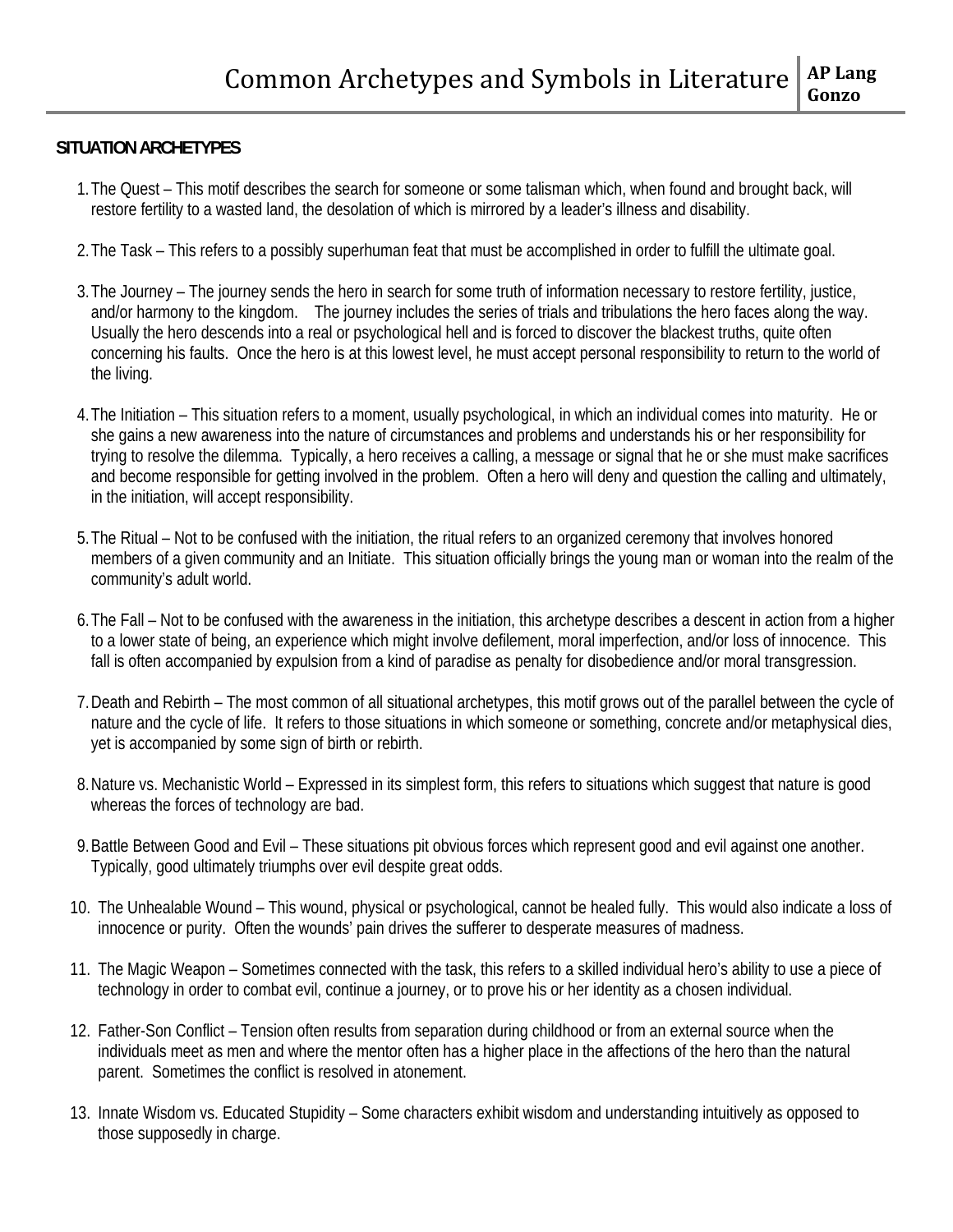# Common Archetypes and Symbols in Literature

**AP Lang**
**Gonzo**

## SITUATION ARCHETYPES

1. The Quest – This motif describes the search for someone or some talisman which, when found and brought back, will restore fertility to a wasted land, the desolation of which is mirrored by a leader's illness and disability.

2. The Task – This refers to a possibly superhuman feat that must be accomplished in order to fulfill the ultimate goal.

3. The Journey – The journey sends the hero in search for some truth of information necessary to restore fertility, justice, and/or harmony to the kingdom. The journey includes the series of trials and tribulations the hero faces along the way. Usually the hero descends into a real or psychological hell and is forced to discover the blackest truths, quite often concerning his faults. Once the hero is at this lowest level, he must accept personal responsibility to return to the world of the living.

4. The Initiation – This situation refers to a moment, usually psychological, in which an individual comes into maturity. He or she gains a new awareness into the nature of circumstances and problems and understands his or her responsibility for trying to resolve the dilemma. Typically, a hero receives a calling, a message or signal that he or she must make sacrifices and become responsible for getting involved in the problem. Often a hero will deny and question the calling and ultimately, in the initiation, will accept responsibility.

5. The Ritual – Not to be confused with the initiation, the ritual refers to an organized ceremony that involves honored members of a given community and an Initiate. This situation officially brings the young man or woman into the realm of the community's adult world.

6. The Fall – Not to be confused with the awareness in the initiation, this archetype describes a descent in action from a higher to a lower state of being, an experience which might involve defilement, moral imperfection, and/or loss of innocence. This fall is often accompanied by expulsion from a kind of paradise as penalty for disobedience and/or moral transgression.

7. Death and Rebirth – The most common of all situational archetypes, this motif grows out of the parallel between the cycle of nature and the cycle of life. It refers to those situations in which someone or something, concrete and/or metaphysical dies, yet is accompanied by some sign of birth or rebirth.

8. Nature vs. Mechanistic World – Expressed in its simplest form, this refers to situations which suggest that nature is good whereas the forces of technology are bad.

9. Battle Between Good and Evil – These situations pit obvious forces which represent good and evil against one another. Typically, good ultimately triumphs over evil despite great odds.

10. The Unhealable Wound – This wound, physical or psychological, cannot be healed fully. This would also indicate a loss of innocence or purity. Often the wounds' pain drives the sufferer to desperate measures of madness.

11. The Magic Weapon – Sometimes connected with the task, this refers to a skilled individual hero's ability to use a piece of technology in order to combat evil, continue a journey, or to prove his or her identity as a chosen individual.

12. Father-Son Conflict – Tension often results from separation during childhood or from an external source when the individuals meet as men and where the mentor often has a higher place in the affections of the hero than the natural parent. Sometimes the conflict is resolved in atonement.

13. Innate Wisdom vs. Educated Stupidity – Some characters exhibit wisdom and understanding intuitively as opposed to those supposedly in charge.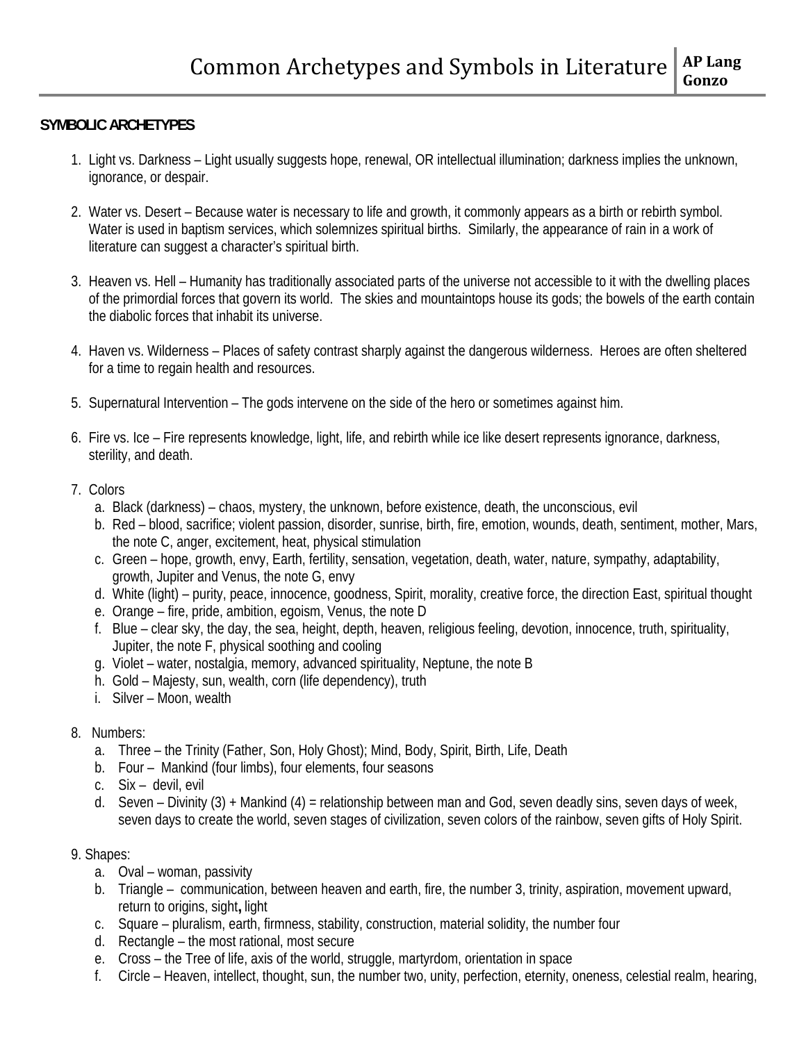# Common Archetypes and Symbols in Literature

**AP Lang Gonzo**

**SYMBOLIC ARCHETYPES**

1. Light vs. Darkness – Light usually suggests hope, renewal, OR intellectual illumination; darkness implies the unknown, ignorance, or despair.

2. Water vs. Desert – Because water is necessary to life and growth, it commonly appears as a birth or rebirth symbol. Water is used in baptism services, which solemnizes spiritual births. Similarly, the appearance of rain in a work of literature can suggest a character's spiritual birth.

3. Heaven vs. Hell – Humanity has traditionally associated parts of the universe not accessible to it with the dwelling places of the primordial forces that govern its world. The skies and mountaintops house its gods; the bowels of the earth contain the diabolic forces that inhabit its universe.

4. Haven vs. Wilderness – Places of safety contrast sharply against the dangerous wilderness. Heroes are often sheltered for a time to regain health and resources.

5. Supernatural Intervention – The gods intervene on the side of the hero or sometimes against him.

6. Fire vs. Ice – Fire represents knowledge, light, life, and rebirth while ice like desert represents ignorance, darkness, sterility, and death.

7. Colors
   a. Black (darkness) – chaos, mystery, the unknown, before existence, death, the unconscious, evil
   b. Red – blood, sacrifice; violent passion, disorder, sunrise, birth, fire, emotion, wounds, death, sentiment, mother, Mars, the note C, anger, excitement, heat, physical stimulation
   c. Green – hope, growth, envy, Earth, fertility, sensation, vegetation, death, water, nature, sympathy, adaptability, growth, Jupiter and Venus, the note G, envy
   d. White (light) – purity, peace, innocence, goodness, Spirit, morality, creative force, the direction East, spiritual thought
   e. Orange – fire, pride, ambition, egoism, Venus, the note D
   f. Blue – clear sky, the day, the sea, height, depth, heaven, religious feeling, devotion, innocence, truth, spirituality, Jupiter, the note F, physical soothing and cooling
   g. Violet – water, nostalgia, memory, advanced spirituality, Neptune, the note B
   h. Gold – Majesty, sun, wealth, corn (life dependency), truth
   i. Silver – Moon, wealth

8. Numbers:
   a. Three – the Trinity (Father, Son, Holy Ghost); Mind, Body, Spirit, Birth, Life, Death
   b. Four – Mankind (four limbs), four elements, four seasons
   c. Six – devil, evil
   d. Seven – Divinity (3) + Mankind (4) = relationship between man and God, seven deadly sins, seven days of week, seven days to create the world, seven stages of civilization, seven colors of the rainbow, seven gifts of Holy Spirit.

9. Shapes:
   a. Oval – woman, passivity
   b. Triangle – communication, between heaven and earth, fire, the number 3, trinity, aspiration, movement upward, return to origins, sight**,** light
   c. Square – pluralism, earth, firmness, stability, construction, material solidity, the number four
   d. Rectangle – the most rational, most secure
   e. Cross – the Tree of life, axis of the world, struggle, martyrdom, orientation in space
   f. Circle – Heaven, intellect, thought, sun, the number two, unity, perfection, eternity, oneness, celestial realm, hearing,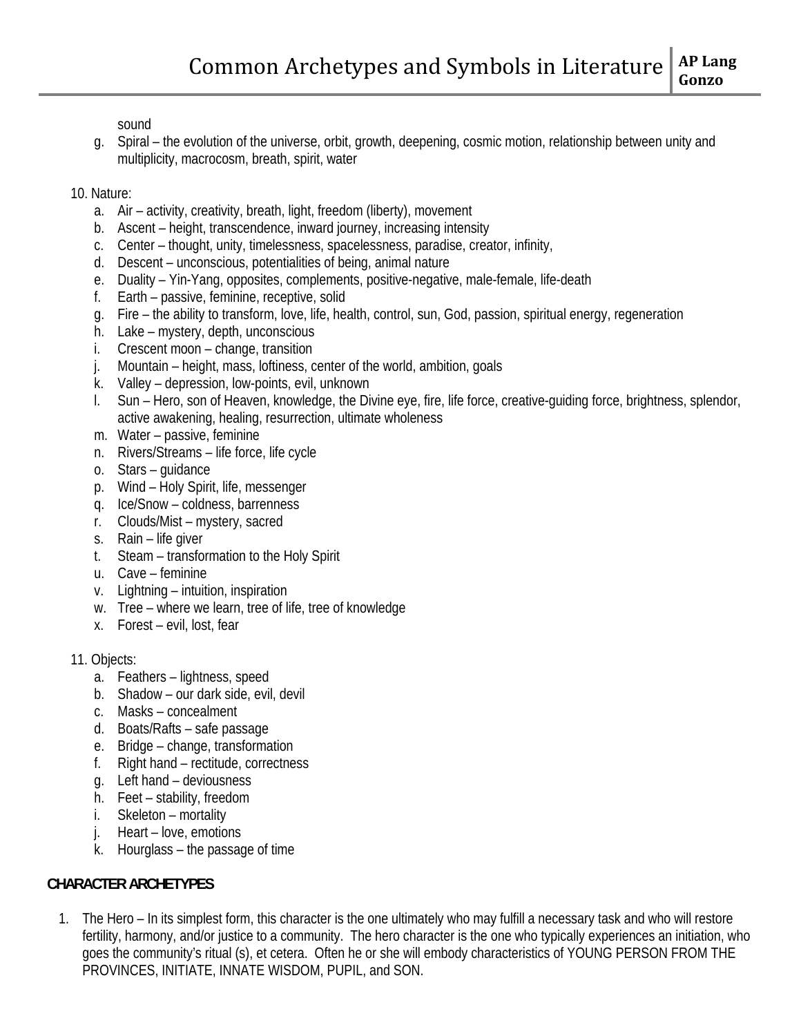sound

g. Spiral – the evolution of the universe, orbit, growth, deepening, cosmic motion, relationship between unity and multiplicity, macrocosm, breath, spirit, water

10. Nature:
    a. Air – activity, creativity, breath, light, freedom (liberty), movement
    b. Ascent – height, transcendence, inward journey, increasing intensity
    c. Center – thought, unity, timelessness, spacelessness, paradise, creator, infinity,
    d. Descent – unconscious, potentialities of being, animal nature
    e. Duality – Yin-Yang, opposites, complements, positive-negative, male-female, life-death
    f. Earth – passive, feminine, receptive, solid
    g. Fire – the ability to transform, love, life, health, control, sun, God, passion, spiritual energy, regeneration
    h. Lake – mystery, depth, unconscious
    i. Crescent moon – change, transition
    j. Mountain – height, mass, loftiness, center of the world, ambition, goals
    k. Valley – depression, low-points, evil, unknown
    l. Sun – Hero, son of Heaven, knowledge, the Divine eye, fire, life force, creative-guiding force, brightness, splendor, active awakening, healing, resurrection, ultimate wholeness
    m. Water – passive, feminine
    n. Rivers/Streams – life force, life cycle
    o. Stars – guidance
    p. Wind – Holy Spirit, life, messenger
    q. Ice/Snow – coldness, barrenness
    r. Clouds/Mist – mystery, sacred
    s. Rain – life giver
    t. Steam – transformation to the Holy Spirit
    u. Cave – feminine
    v. Lightning – intuition, inspiration
    w. Tree – where we learn, tree of life, tree of knowledge
    x. Forest – evil, lost, fear

11. Objects:
    a. Feathers – lightness, speed
    b. Shadow – our dark side, evil, devil
    c. Masks – concealment
    d. Boats/Rafts – safe passage
    e. Bridge – change, transformation
    f. Right hand – rectitude, correctness
    g. Left hand – deviousness
    h. Feet – stability, freedom
    i. Skeleton – mortality
    j. Heart – love, emotions
    k. Hourglass – the passage of time

**CHARACTER ARCHETYPES**

1. The Hero – In its simplest form, this character is the one ultimately who may fulfill a necessary task and who will restore fertility, harmony, and/or justice to a community. The hero character is the one who typically experiences an initiation, who goes the community's ritual (s), et cetera. Often he or she will embody characteristics of YOUNG PERSON FROM THE PROVINCES, INITIATE, INNATE WISDOM, PUPIL, and SON.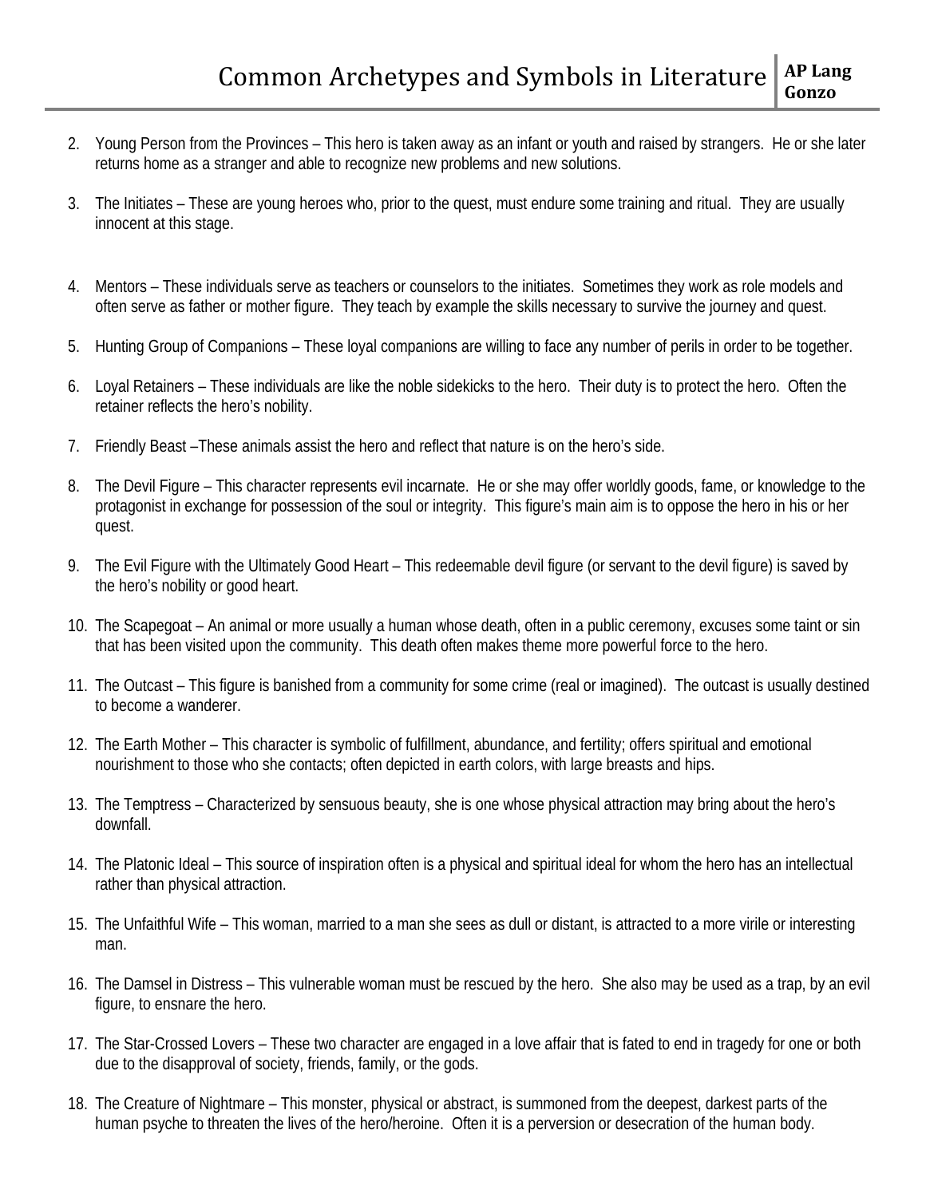2. Young Person from the Provinces – This hero is taken away as an infant or youth and raised by strangers. He or she later returns home as a stranger and able to recognize new problems and new solutions.

3. The Initiates – These are young heroes who, prior to the quest, must endure some training and ritual. They are usually innocent at this stage.

4. Mentors – These individuals serve as teachers or counselors to the initiates. Sometimes they work as role models and often serve as father or mother figure. They teach by example the skills necessary to survive the journey and quest.

5. Hunting Group of Companions – These loyal companions are willing to face any number of perils in order to be together.

6. Loyal Retainers – These individuals are like the noble sidekicks to the hero. Their duty is to protect the hero. Often the retainer reflects the hero's nobility.

7. Friendly Beast –These animals assist the hero and reflect that nature is on the hero's side.

8. The Devil Figure – This character represents evil incarnate. He or she may offer worldly goods, fame, or knowledge to the protagonist in exchange for possession of the soul or integrity. This figure's main aim is to oppose the hero in his or her quest.

9. The Evil Figure with the Ultimately Good Heart – This redeemable devil figure (or servant to the devil figure) is saved by the hero's nobility or good heart.

10. The Scapegoat – An animal or more usually a human whose death, often in a public ceremony, excuses some taint or sin that has been visited upon the community. This death often makes theme more powerful force to the hero.

11. The Outcast – This figure is banished from a community for some crime (real or imagined). The outcast is usually destined to become a wanderer.

12. The Earth Mother – This character is symbolic of fulfillment, abundance, and fertility; offers spiritual and emotional nourishment to those who she contacts; often depicted in earth colors, with large breasts and hips.

13. The Temptress – Characterized by sensuous beauty, she is one whose physical attraction may bring about the hero's downfall.

14. The Platonic Ideal – This source of inspiration often is a physical and spiritual ideal for whom the hero has an intellectual rather than physical attraction.

15. The Unfaithful Wife – This woman, married to a man she sees as dull or distant, is attracted to a more virile or interesting man.

16. The Damsel in Distress – This vulnerable woman must be rescued by the hero. She also may be used as a trap, by an evil figure, to ensnare the hero.

17. The Star-Crossed Lovers – These two character are engaged in a love affair that is fated to end in tragedy for one or both due to the disapproval of society, friends, family, or the gods.

18. The Creature of Nightmare – This monster, physical or abstract, is summoned from the deepest, darkest parts of the human psyche to threaten the lives of the hero/heroine. Often it is a perversion or desecration of the human body.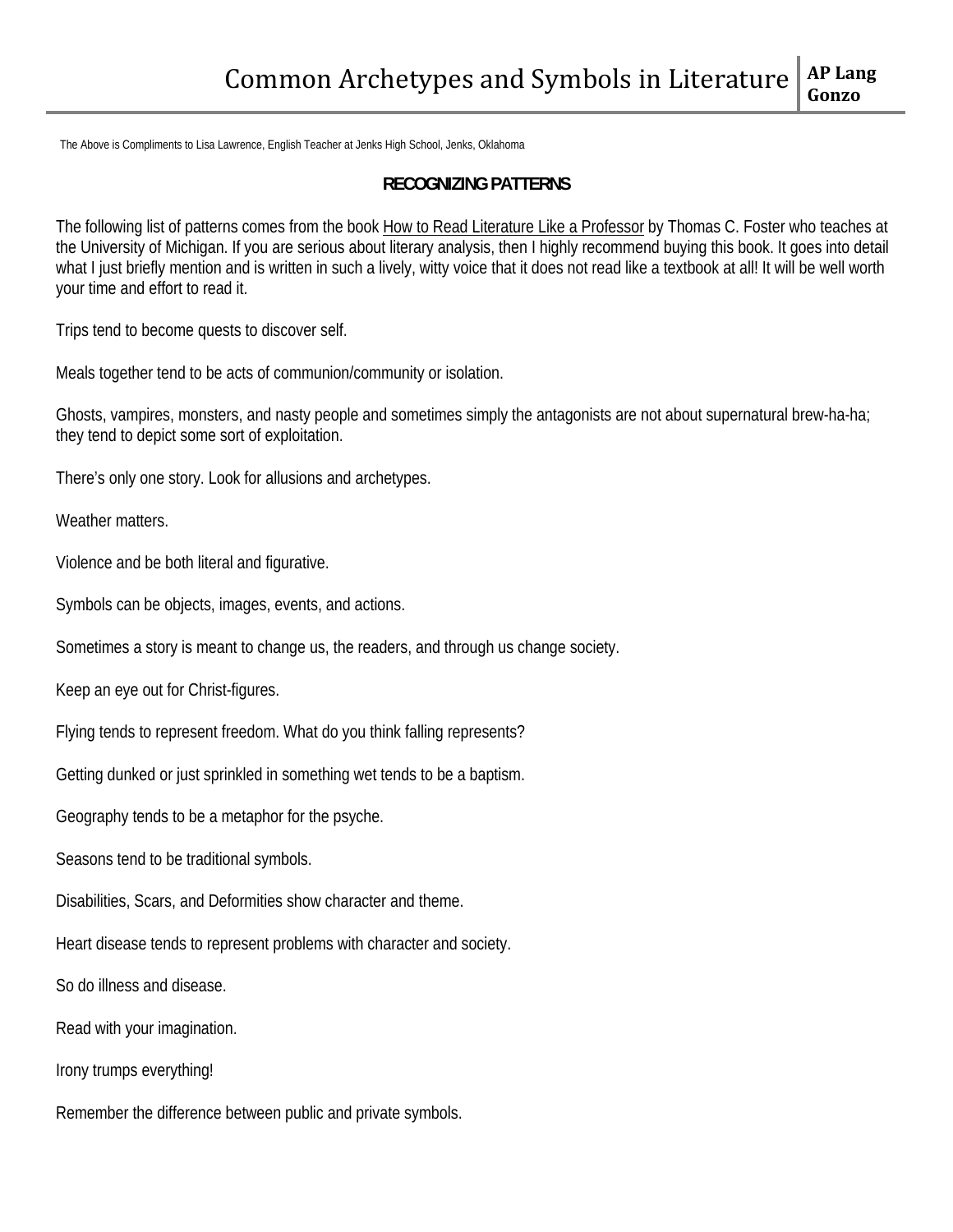The Above is Compliments to Lisa Lawrence, English Teacher at Jenks High School, Jenks, Oklahoma

## RECOGNIZING PATTERNS

The following list of patterns comes from the book How to Read Literature Like a Professor by Thomas C. Foster who teaches at the University of Michigan. If you are serious about literary analysis, then I highly recommend buying this book. It goes into detail what I just briefly mention and is written in such a lively, witty voice that it does not read like a textbook at all! It will be well worth your time and effort to read it.

Trips tend to become quests to discover self.

Meals together tend to be acts of communion/community or isolation.

Ghosts, vampires, monsters, and nasty people and sometimes simply the antagonists are not about supernatural brew-ha-ha; they tend to depict some sort of exploitation.

There's only one story. Look for allusions and archetypes.

Weather matters.

Violence and be both literal and figurative.

Symbols can be objects, images, events, and actions.

Sometimes a story is meant to change us, the readers, and through us change society.

Keep an eye out for Christ-figures.

Flying tends to represent freedom. What do you think falling represents?

Getting dunked or just sprinkled in something wet tends to be a baptism.

Geography tends to be a metaphor for the psyche.

Seasons tend to be traditional symbols.

Disabilities, Scars, and Deformities show character and theme.

Heart disease tends to represent problems with character and society.

So do illness and disease.

Read with your imagination.

Irony trumps everything!

Remember the difference between public and private symbols.